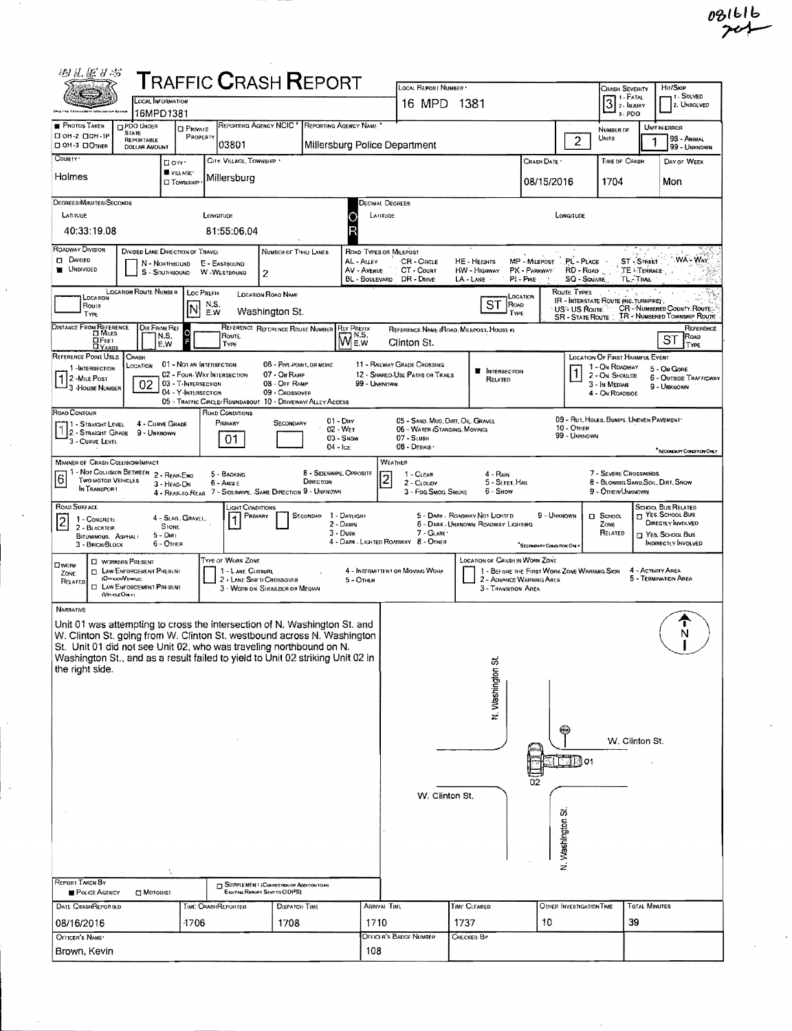081616

# TRAFFIC CRASH REPORT

| LOCAL INFORMATION | LOCAL REPORT NUMBER | CRASH SEVERITY | HIT/SKIP |
|---|---|---|---|
| 16MPD1381 | 16 MPD 1381 | 3 (1 - FATAL, 2 - INJURY, 3 - PDO) | 1 - SOLVED, 2 - UNSOLVED |

| PHOTOS TAKEN | PDO UNDER STATE REPORTABLE DOLLAR AMOUNT | PRIVATE PROPERTY | REPORTING AGENCY NCIC | REPORTING AGENCY NAME | NUMBER OF UNITS | UNIT IN ERROR |
|---|---|---|---|---|---|---|
| OH-2, OH-1P, OH-3, OTHER | | | 03801 | Millersburg Police Department | 2 | 1 (98 - ANIMAL, 99 - UNKNOWN) |

| COUNTY | CITY/VILLAGE/TOWNSHIP | CITY, VILLAGE, TOWNSHIP | CRASH DATE | TIME OF CRASH | DAY OF WEEK |
|---|---|---|---|---|---|
| Holmes | VILLAGE | Millersburg | 08/15/2016 | 1704 | Mon |

**DEGREES/MINUTES/SECONDS** — LATITUDE: 40:33:19.08 — LONGITUDE: 81:55:06.04

**DECIMAL DEGREES** — LATITUDE: — LONGITUDE:

**ROADWAY DIVISION:** Undivided
**DIVIDED LANE DIRECTION OF TRAVEL:** N - Northbound, E - Eastbound, S - Southbound, W - Westbound
**NUMBER OF THRU LANES:** 2

ROAD TYPES OR MILEPOST: AL - Alley, AV - Avenue, BL - Boulevard, CR - Circle, CT - Court, DR - Drive, HE - Heights, HW - Highway, LA - Lane, MP - Milepost, PK - Parkway, PI - Pike, PL - Place, RD - Road, SQ - Square, ST - Street, TE - Terrace, TL - Trail, WA - Way

**LOCATION:** Location Route Number: — Loc Prefix: N — Location Road Name: Washington St. — Location Road Type: ST

ROUTE TYPES: IR - Interstate Route (inc. Turnpike), US - US Route, SR - State Route, CR - Numbered County Route, TR - Numbered Township Route

**DISTANCE FROM REFERENCE:** — Dir From Ref: — Reference Route Type: — Reference Route Number: — Ref Prefix: W — Reference Name (Road, Milepost, House #): Clinton St. — Reference Road Type: ST

**REFERENCE POINT USED:** 1 (1 - Intersection, 2 - Mile Post, 3 - House Number)

**CRASH LOCATION:** 02 (01 - Not an Intersection, 02 - Four-Way Intersection, 03 - T-Intersection, 04 - Y-Intersection, 05 - Traffic Circle/Roundabout, 06 - Five-Point or More, 07 - On Ramp, 08 - Off Ramp, 09 - Crossover, 10 - Driveway/Alley Access, 11 - Railway Grade Crossing, 12 - Shared-Use Paths or Trails, 99 - Unknown)

**INTERSECTION RELATED:** ■

**LOCATION OF FIRST HARMFUL EVENT:** 1 (1 - On Roadway, 2 - On Shoulder, 3 - In Median, 4 - On Roadside, 5 - On Gore, 6 - Outside Trafficway, 9 - Unknown)

**ROAD CONTOUR:** 1 (1 - Straight Level, 2 - Straight Grade, 3 - Curve Level, 4 - Curve Grade, 9 - Unknown)

**ROAD CONDITIONS:** Primary: 01 — Secondary: (01 - Dry, 02 - Wet, 03 - Snow, 04 - Ice, 05 - Sand, Mud, Dirt, Oil, Gravel, 06 - Water (Standing, Moving), 07 - Slush, 08 - Debris, 09 - Rut, Holes, Bumps, Uneven Pavement, 10 - Other, 99 - Unknown)

**MANNER OF CRASH COLLISION/IMPACT:** 6 (1 - Not Collision Between Two Motor Vehicles in Transport, 2 - Rear-End, 3 - Head-On, 4 - Rear-to-Rear, 5 - Backing, 6 - Angle, 7 - Sideswipe, Same Direction, 8 - Sideswipe, Opposite Direction, 9 - Unknown)

**WEATHER:** 2 (1 - Clear, 2 - Cloudy, 3 - Fog, Smog, Smoke, 4 - Rain, 5 - Sleet, Hail, 6 - Snow, 7 - Severe Crosswinds, 8 - Blowing Sand, Soil, Dirt, Snow, 9 - Other/Unknown)

**ROAD SURFACE:** 2 (1 - Concrete, 2 - Blacktop, Bituminous, Asphalt, 3 - Brick/Block, 4 - Slag, Gravel, Stone, 5 - Dirt, 6 - Other)

**LIGHT CONDITIONS:** Primary: 1 — Secondary: (1 - Daylight, 2 - Dawn, 3 - Dusk, 4 - Dark - Lighted Roadway, 5 - Dark - Roadway Not Lighted, 6 - Dark - Unknown Roadway Lighting, 7 - Glare, 8 - Other, 9 - Unknown)

School Zone Related: ☐ — School Bus Related: ☐ Yes, School Bus Directly Involved ☐ Yes, School Bus Indirectly Involved

**WORK ZONE RELATED:** ☐ Workers Present ☐ Law Enforcement Present (Officer/Vehicle) ☐ Law Enforcement Present (Vehicle Only)
Type of Work Zone: 1 - Lane Closure, 2 - Lane Shift/Crossover, 3 - Work on Shoulder or Median, 4 - Intermittent or Moving Work, 5 - Other
Location of Crash in Work Zone: 1 - Before the First Work Zone Warning Sign, 2 - Advance Warning Area, 3 - Transition Area, 4 - Activity Area, 5 - Termination Area

## NARRATIVE

Unit 01 was attempting to cross the intersection of N. Washington St. and W. Clinton St. going from W. Clinton St. westbound across N. Washington St. Unit 01 did not see Unit 02, who was traveling northbound on N. Washington St., and as a result failed to yield to Unit 02 striking Unit 02 in the right side.

(Diagram labels: N. Washington St., W. Clinton St., W. Clinton St., N. Washington St., 01, 02, N)

**REPORT TAKEN BY:** ■ Police Agency ☐ Motorist — ☐ Supplement (Correction or Addition to an Existing Report Sent to ODPS)

| DATE CRASH REPORTED | TIME CRASH REPORTED | DISPATCH TIME | ARRIVAL TIME | TIME CLEARED | OTHER INVESTIGATION TIME | TOTAL MINUTES |
|---|---|---|---|---|---|---|
| 08/16/2016 | 1706 | 1708 | 1710 | 1737 | 10 | 39 |

| OFFICER'S NAME | OFFICER'S BADGE NUMBER | CHECKED BY |
|---|---|---|
| Brown, Kevin | 108 | |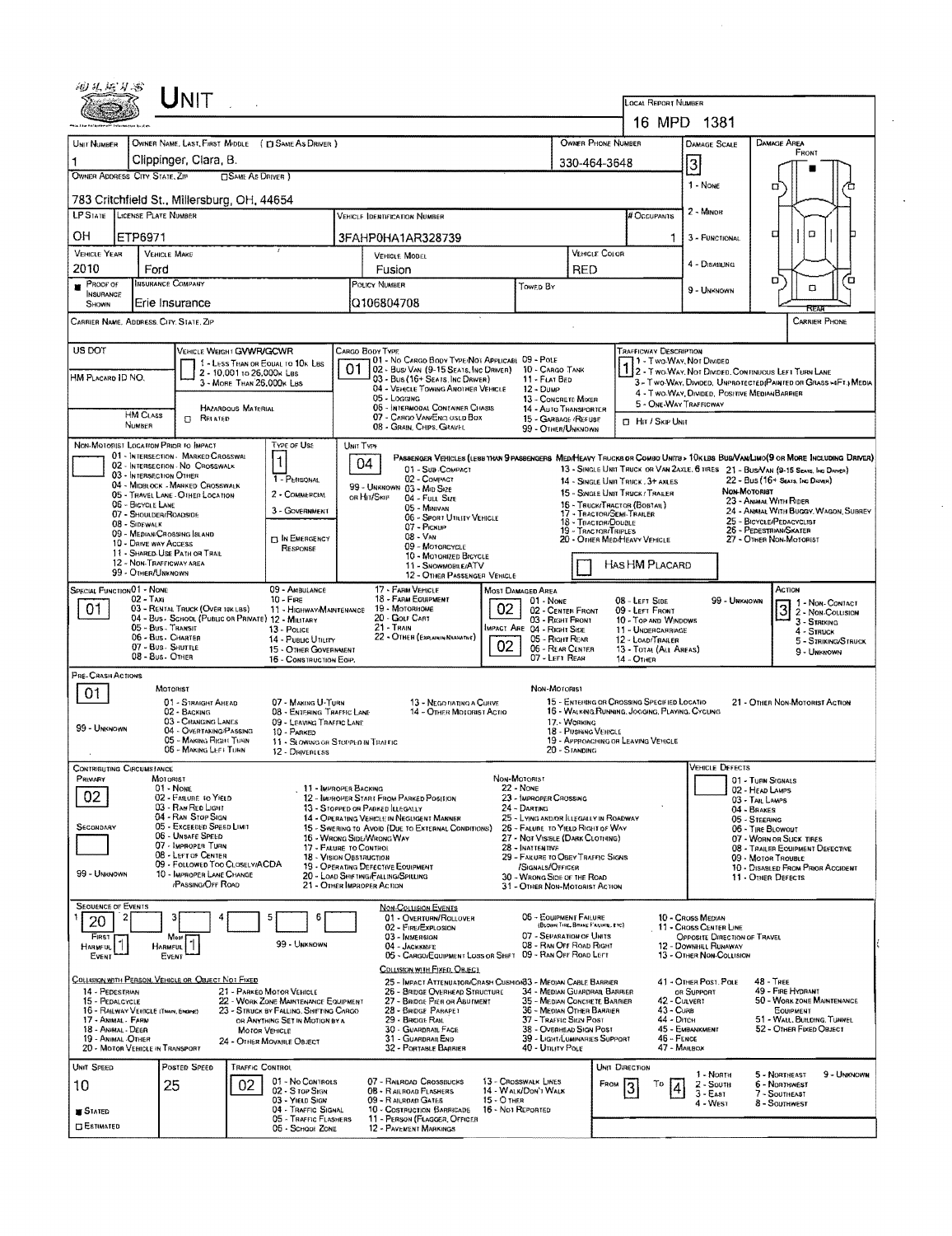# UNIT

LOCAL REPORT NUMBER: 16 MPD 1381

| UNIT NUMBER | OWNER NAME: LAST, FIRST, MIDDLE ( ☐ SAME AS DRIVER ) | OWNER PHONE NUMBER | DAMAGE SCALE | DAMAGE AREA |
|---|---|---|---|---|
| 1 | Clippinger, Clara, B. | 330-464-3648 | 3 | FRONT |

OWNER ADDRESS: CITY, STATE, ZIP ☐ SAME AS DRIVER )
783 Critchfield St., Millersburg, OH, 44654

DAMAGE SCALE: 1 - NONE, 2 - MINOR, 3 - FUNCTIONAL, 4 - DISABLING, 9 - UNKNOWN

| LP STATE | LICENSE PLATE NUMBER | VEHICLE IDENTIFICATION NUMBER | # OCCUPANTS |
|---|---|---|---|
| OH | ETP6971 | 3FAHP0HA1AR328739 | 1 |

| VEHICLE YEAR | VEHICLE MAKE | VEHICLE MODEL | VEHICLE COLOR |
|---|---|---|---|
| 2010 | Ford | Fusion | RED |

| PROOF OF INSURANCE SHOWN | INSURANCE COMPANY | POLICY NUMBER | TOWED BY |
|---|---|---|---|
| ■ | Erie Insurance | Q106804708 | |

CARRIER NAME, ADDRESS, CITY, STATE, ZIP — CARRIER PHONE

US DOT

VEHICLE WEIGHT GVWR/GCWR: 1 - LESS THAN OR EQUAL TO 10K LBS; 2 - 10,001 TO 26,000K LBS; 3 - MORE THAN 26,000K LBS

HM PLACARD ID NO. — HM CLASS NUMBER — ☐ HAZARDOUS MATERIAL RELATED

CARGO BODY TYPE: **01** — 01 - NO CARGO BODY TYPE/NOT APPLICABLE; 02 - BUS/VAN (9-15 SEATS, INC DRIVER); 03 - BUS (16+ SEATS, INC DRIVER); 04 - VEHICLE TOWING ANOTHER VEHICLE; 05 - LOGGING; 06 - INTERMODAL CONTAINER CHASIS; 07 - CARGO VAN/ENCLOSED BOX; 08 - GRAIN, CHIPS, GRAVEL; 09 - POLE; 10 - CARGO TANK; 11 - FLAT BED; 12 - DUMP; 13 - CONCRETE MIXER; 14 - AUTO TRANSPORTER; 15 - GARBAGE/REFUSE; 99 - OTHER/UNKNOWN

TRAFFICWAY DESCRIPTION: **1** — 1 - TWO-WAY, NOT DIVIDED; 2 - TWO-WAY, NOT DIVIDED, CONTINUOUS LEFT TURN LANE; 3 - TWO-WAY, DIVIDED, UNPROTECTED(PAINTED OR GRASS >4FT.) MEDIA; 4 - TWO-WAY, DIVIDED, POSITIVE MEDIAN BARRIER; 5 - ONE-WAY TRAFFICWAY; ☐ HIT / SKIP UNIT

NON-MOTORIST LOCATION PRIOR TO IMPACT: 01 - INTERSECTION - MARKED CROSSWAL; 02 - INTERSECTION - NO CROSSWALK; 03 - INTERSECTION OTHER; 04 - MIDBLOCK - MARKED CROSSWALK; 05 - TRAVEL LANE - OTHER LOCATION; 06 - BICYCLE LANE; 07 - SHOULDER/ROADSIDE; 08 - SIDEWALK; 09 - MEDIAN/CROSSING ISLAND; 10 - DRIVE WAY ACCESS; 11 - SHARED-USE PATH OR TRAIL; 12 - NON-TRAFFICWAY AREA; 99 - OTHER/UNKNOWN

TYPE OF USE: **1** — 1 - PERSONAL; 2 - COMMERCIAL; 3 - GOVERNMENT; ☐ IN EMERGENCY RESPONSE

UNIT TYPE: **04** — PASSENGER VEHICLES (LESS THAN 9 PASSENGERS MED/HEAVY TRUCKS OR COMBO UNITS > 10K LBS BUS/VAN/LIMO(9 OR MORE INCLUDING DRIVER): 01 - SUB COMPACT; 02 - COMPACT; 99 - UNKNOWN 03 - MID SIZE; OR HIT/SKIP 04 - FULL SIZE; 05 - MINIVAN; 06 - SPORT UTILITY VEHICLE; 07 - PICKUP; 08 - VAN; 09 - MOTORCYCLE; 10 - MOTORIZED BICYCLE; 11 - SNOWMOBILE/ATV; 12 - OTHER PASSENGER VEHICLE; 13 - SINGLE UNIT TRUCK OR VAN 2AXLE, 6 TIRES; 14 - SINGLE UNIT TRUCK, 3+ AXLES; 15 - SINGLE UNIT TRUCK / TRAILER; 16 - TRUCK/TRACTOR (BOBTAIL); 17 - TRACTOR/SEMI-TRAILER; 18 - TRACTOR/DOUBLE; 19 - TRACTOR/TRIPLES; 20 - OTHER MED/HEAVY VEHICLE; 21 - BUS/VAN (9-15 SEATS, INC DRIVER); 22 - BUS (16+ SEATS, INC DRIVER); NON-MOTORIST: 23 - ANIMAL WITH RIDER; 24 - ANIMAL WITH BUGGY, WAGON, SURREY; 25 - BICYCLE/PEDACYCLIST; 26 - PEDESTRIAN/SKATER; 27 - OTHER NON-MOTORIST; ☐ HAS HM PLACARD

SPECIAL FUNCTION: **01** — 01 - NONE; 02 - TAXI; 03 - RENTAL TRUCK (OVER 10K LBS); 04 - BUS - SCHOOL (PUBLIC OR PRIVATE); 05 - BUS - TRANSIT; 06 - BUS - CHARTER; 07 - BUS - SHUTTLE; 08 - BUS - OTHER; 09 - AMBULANCE; 10 - FIRE; 11 - HIGHWAY/MAINTENANCE; 12 - MILITARY; 13 - POLICE; 14 - PUBLIC UTILITY; 15 - OTHER GOVERNMENT; 16 - CONSTRUCTION EQIP.; 17 - FARM VEHICLE; 18 - FARM EQUIPMENT; 19 - MOTORHOME; 20 - GOLF CART; 21 - TRAIN; 22 - OTHER (EXPLAIN IN NARRATIVE)

MOST DAMAGED AREA: **02** — IMPACT ARE: **02** — 01 - NONE; 02 - CENTER FRONT; 03 - RIGHT FRONT; 04 - RIGHT SIDE; 05 - RIGHT REAR; 06 - REAR CENTER; 07 - LEFT REAR; 08 - LEFT SIDE; 09 - LEFT FRONT; 10 - TOP AND WINDOWS; 11 - UNDERCARRIAGE; 12 - LOAD/TRAILER; 13 - TOTAL (ALL AREAS); 14 - OTHER; 99 - UNKNOWN

ACTION: **3** — 1 - NON-CONTACT; 2 - NON-COLLISION; 3 - STRIKING; 4 - STRUCK; 5 - STRIKING/STRUCK; 9 - UNKNOWN

PRE-CRASH ACTIONS: **01**

MOTORIST: 01 - STRAIGHT AHEAD; 02 - BACKING; 03 - CHANGING LANES; 04 - OVERTAKING/PASSING; 05 - MAKING RIGHT TURN; 06 - MAKING LEFT TURN; 07 - MAKING U-TURN; 08 - ENTERING TRAFFIC LANE; 09 - LEAVING TRAFFIC LANE; 10 - PARKED; 11 - SLOWING OR STOPPED IN TRAFFIC; 12 - DRIVERLESS; 13 - NEGOTIATING A CURVE; 14 - OTHER MOTORIST ACTIO; 99 - UNKNOWN

NON-MOTORIST: 15 - ENTERING OR CROSSING SPECIFIED LOCATIO; 16 - WALKING, RUNNING, JOGGING, PLAYING, CYCLING; 17 - WORKING; 18 - PUSHING VEHICLE; 19 - APPROACHING OR LEAVING VEHICLE; 20 - STANDING; 21 - OTHER NON-MOTORIST ACTION

CONTRIBUTING CIRCUMSTANCE — PRIMARY: **02**; SECONDARY: (blank); 99 - UNKNOWN

MOTORIST: 01 - NONE; 02 - FAILURE TO YIELD; 03 - RAN RED LIGHT; 04 - RAN STOP SIGN; 05 - EXCEEDED SPEED LIMIT; 06 - UNSAFE SPEED; 07 - IMPROPER TURN; 08 - LEFT OF CENTER; 09 - FOLLOWED TOO CLOSELY/ACDA; 10 - IMPROPER LANE CHANGE /PASSING/OFF ROAD; 11 - IMPROPER BACKING; 12 - IMPROPER START FROM PARKED POSITION; 13 - STOPPED OR PARKED ILLEGALLY; 14 - OPERATING VEHICLE IN NEGLIGENT MANNER; 15 - SWERING TO AVOID (DUE TO EXTERNAL CONDITIONS); 16 - WRONG SIDE/WRONG WAY; 17 - FAILURE TO CONTROL; 18 - VISION OBSTRUCTION; 19 - OPERATING DEFECTIVE EQUIPMENT; 20 - LOAD SHIFTING/FALLING/SPILLING; 21 - OTHER IMPROPER ACTION

NON-MOTORIST: 22 - NONE; 23 - IMPROPER CROSSING; 24 - DARTING; 25 - LYING AND/OR ILLEGALLY IN ROADWAY; 26 - FALURE TO YIELD RIGHT OF WAY; 27 - NOT VISIBLE (DARK CLOTHING); 28 - INATTENTIVE; 29 - FAILURE TO OBEY TRAFFIC SIGNS /SIGNALS/OFFICER; 30 - WRONG SIDE OF THE ROAD; 31 - OTHER NON-MOTORIST ACTION

VEHICLE DEFECTS: 01 - TURN SIGNALS; 02 - HEAD LAMPS; 03 - TAIL LAMPS; 04 - BRAKES; 05 - STEERING; 06 - TIRE BLOWOUT; 07 - WORN OR SLICK TIRES; 08 - TRAILER EQUIPMENT DEFECTIVE; 09 - MOTOR TROUBLE; 10 - DISABLED FROM PRIOR ACCIDENT; 11 - OTHER DEFECTS

SEQUENCE OF EVENTS: 1: **20**; 2; 3; 4; 5; 6 — FIRST HARMFUL EVENT: **1**; MOST HARMFUL EVENT: **1**; 99 - UNKNOWN

NON-COLLISION EVENTS: 01 - OVERTURN/ROLLOVER; 02 - FIRE/EXPLOSION; 03 - IMMERSION; 04 - JACKKNIFE; 05 - CARGO/EQUIPMENT LOSS OR SHIFT; 06 - EQUIPMENT FAILURE (BLOWN TIRE, BRAKE FAILURE, ETC); 07 - SEPARATION OF UNITS; 08 - RAN OFF ROAD RIGHT; 09 - RAN OFF ROAD LEFT; 10 - CROSS MEDIAN; 11 - CROSS CENTER LINE OPPOSITE DIRECTION OF TRAVEL; 12 - DOWNHILL RUNAWAY; 13 - OTHER NON-COLLISION

COLLISION WITH PERSON, VEHICLE OR OBJECT NOT FIXED: 14 - PEDESTRIAN; 15 - PEDALCYCLE; 16 - RAILWAY VEHICLE (TRAIN, ENGINE); 17 - ANIMAL - FARM; 18 - ANIMAL - DEER; 19 - ANIMAL - OTHER; 20 - MOTOR VEHICLE IN TRANSPORT; 21 - PARKED MOTOR VEHICLE; 22 - WORK ZONE MAINTENANCE EQUIPMENT; 23 - STRUCK BY FALLING, SHIFTING CARGO OR ANYTHING SET IN MOTION BY A MOTOR VEHICLE; 24 - OTHER MOVABLE OBJECT

COLLISION WITH FIXED, OBJECT: 25 - IMPACT ATTENUATOR/CRASH CUSHION; 26 - BRIDGE OVERHEAD STRUCTURE; 27 - BRIDGE PIER OR ABUTMENT; 28 - BRIDGE PARAPET; 29 - BRIDGE RAIL; 30 - GUARDRAIL FACE; 31 - GUARDRAIL END; 32 - PORTABLE BARRIER; 33 - MEDIAN CABLE BARRIER; 34 - MEDIAN GUARDRAIL BARRIER; 35 - MEDIAN CONCRETE BARRIER; 36 - MEDIAN OTHER BARRIER; 37 - TRAFFIC SIGN POST; 38 - OVERHEAD SIGN POST; 39 - LIGHT/LUMINARIES SUPPORT; 40 - UTILITY POLE; 41 - OTHER POST, POLE OR SUPPORT; 42 - CULVERT; 43 - CURB; 44 - DITCH; 45 - EMBANKMENT; 46 - FENCE; 47 - MAILBOX; 48 - TREE; 49 - FIRE HYDRANT; 50 - WORK ZONE MAINTENANCE EQUIPMENT; 51 - WALL, BUILDING, TUNNEL; 52 - OTHER FIXED OBJECT

| UNIT SPEED | POSTED SPEED | TRAFFIC CONTROL | UNIT DIRECTION |
|---|---|---|---|
| 10 | 25 | 02 | FROM 3 TO 4 |

■ STATED ☐ ESTIMATED

TRAFFIC CONTROL: 01 - NO CONTROLS; 02 - STOP SIGN; 03 - YIELD SIGN; 04 - TRAFFIC SIGNAL; 05 - TRAFFIC FLASHERS; 06 - SCHOOL ZONE; 07 - RAILROAD CROSSBUCKS; 08 - RAILROAD FLASHERS; 09 - RAILROAD GATES; 10 - COSTRUCTION BARRICADE; 11 - PERSON (FLAGGER, OFFICER); 12 - PAVEMENT MARKINGS; 13 - CROSSWALK LINES; 14 - WALK/DON'T WALK; 15 - OTHER; 16 - NOT REPORTED

UNIT DIRECTION: 1 - NORTH; 2 - SOUTH; 3 - EAST; 4 - WEST; 5 - NORTHEAST; 6 - NORTHWEST; 7 - SOUTHEAST; 8 - SOUTHWEST; 9 - UNKNOWN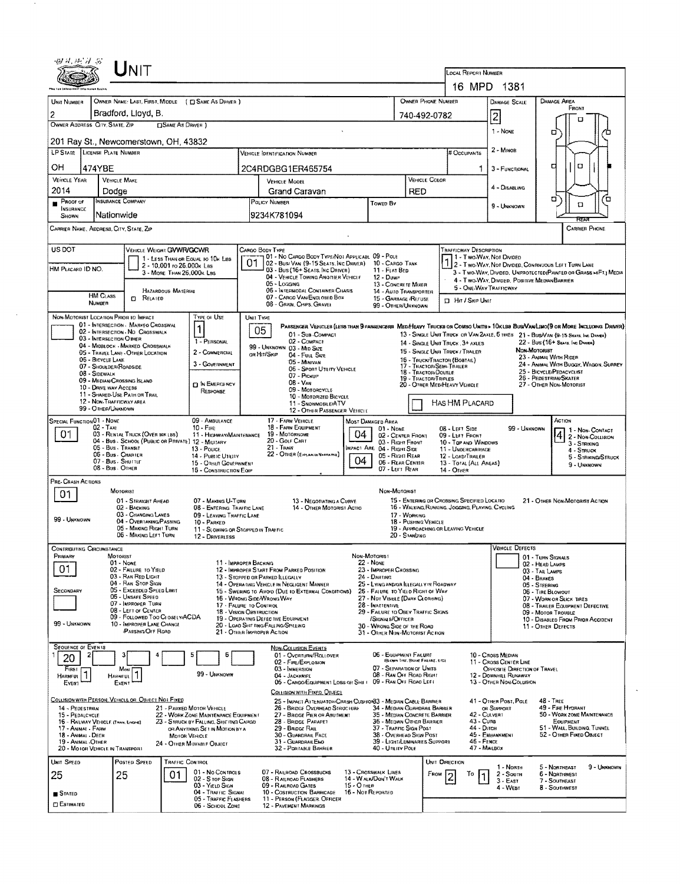# UNIT

**LOCAL REPORT NUMBER:** 16 MPD 1381

| UNIT NUMBER | OWNER NAME: LAST, FIRST, MIDDLE ( ☐ SAME AS DRIVER ) | OWNER PHONE NUMBER | DAMAGE SCALE | DAMAGE AREA |
|---|---|---|---|---|
| 2 | Bradford, Lloyd, B. | 740-492-0782 | 2 | FRONT |

**OWNER ADDRESS: CITY, STATE, ZIP** ☐ SAME AS DRIVER
201 Ray St., Newcomerstown, OH, 43832

DAMAGE SCALE: 1 - NONE; 2 - MINOR; 3 - FUNCTIONAL; 4 - DISABLING; 9 - UNKNOWN

| LP STATE | LICENSE PLATE NUMBER | VEHICLE IDENTIFICATION NUMBER | # OCCUPANTS |
|---|---|---|---|
| OH | 474YBE | 2C4RDGBG1ER465754 | 1 |

| VEHICLE YEAR | VEHICLE MAKE | VEHICLE MODEL | VEHICLE COLOR |
|---|---|---|---|
| 2014 | Dodge | Grand Caravan | RED |

| ■ PROOF OF INSURANCE SHOWN | INSURANCE COMPANY | POLICY NUMBER | TOWED BY |
|---|---|---|---|
| | Nationwide | 9234K781094 | |

CARRIER NAME, ADDRESS, CITY, STATE, ZIP — CARRIER PHONE

US DOT

VEHICLE WEIGHT GVWR/GCWR: 1 - LESS THAN OR EQUAL TO 10K LBS; 2 - 10,001 TO 26,000K LBS; 3 - MORE THAN 26,000K LBS

HM PLACARD ID NO.

HM CLASS NUMBER — HAZARDOUS MATERIAL ☐ RELATED

CARGO BODY TYPE: **01**
01 - NO CARGO BODY TYPE/NOT APPLICABLE; 02 - BUS/VAN (9-15 SEATS, INC DRIVER); 03 - BUS (16+ SEATS, INC DRIVER); 04 - VEHICLE TOWING ANOTHER VEHICLE; 05 - LOGGING; 06 - INTERMODAL CONTAINER CHASIS; 07 - CARGO VAN/ENCLOSED BOX; 08 - GRAIN, CHIPS, GRAVEL; 09 - POLE; 10 - CARGO TANK; 11 - FLAT BED; 12 - DUMP; 13 - CONCRETE MIXER; 14 - AUTO TRANSPORTER; 15 - GARBAGE/REFUSE; 99 - OTHER/UNKNOWN

TRAFFICWAY DESCRIPTION: **1**
1 - TWO-WAY, NOT DIVIDED; 2 - TWO-WAY, NOT DIVIDED, CONTINUOUS LEFT TURN LANE; 3 - TWO-WAY, DIVIDED, UNPROTECTED(PAINTED OR GRASS >4FT.) MEDIA; 4 - TWO-WAY, DIVIDED, POSITIVE MEDIAN BARRIER; 5 - ONE-WAY TRAFFICWAY
☐ HIT / SKIP UNIT

NON-MOTORIST LOCATION PRIOR TO IMPACT: 01 - INTERSECTION - MARKED CROSSWAL; 02 - INTERSECTION - NO CROSSWALK; 03 - INTERSECTION OTHER; 04 - MIDBLOCK - MARKED CROSSWALK; 05 - TRAVEL LANE - OTHER LOCATION; 06 - BICYCLE LANE; 07 - SHOULDER/ROADSIDE; 08 - SIDEWALK; 09 - MEDIAN/CROSSING ISLAND; 10 - DRIVE WAY ACCESS; 11 - SHARED-USE PATH OR TRAIL; 12 - NON-TRAFFICWAY AREA; 99 - OTHER/UNKNOWN

TYPE OF USE: **1**
1 - PERSONAL; 2 - COMMERCIAL; 3 - GOVERNMENT; ☐ IN EMERGENCY RESPONSE

UNIT TYPE: **05**
PASSENGER VEHICLES (LESS THAN 9 PASSENGERS MED/HEAVY TRUCKS OR COMBO UNITS > 10K LBS BUS/VAN/LIMO(9 OR MORE INCLUDING DRIVER)
01 - SUB-COMPACT; 02 - COMPACT; 99 - UNKNOWN 03 - MID SIZE OR HIT/SKIP; 04 - FULL SIZE; 05 - MINIVAN; 06 - SPORT UTILITY VEHICLE; 07 - PICKUP; 08 - VAN; 09 - MOTORCYCLE; 10 - MOTORIZED BICYCLE; 11 - SNOWMOBILE/ATV; 12 - OTHER PASSENGER VEHICLE
13 - SINGLE UNIT TRUCK OR VAN 2AXLE, 6 TIRES; 14 - SINGLE UNIT TRUCK, 3+ AXLES; 15 - SINGLE UNIT TRUCK / TRAILER; 16 - TRUCK/TRACTOR (BOBTAIL); 17 - TRACTOR/SEMI-TRAILER; 18 - TRACTOR/DOUBLE; 19 - TRACTOR/TRIPLES; 20 - OTHER MED/HEAVY VEHICLE
21 - BUS/VAN (9-15 SEATS, INC DRIVER); 22 - BUS (16+ SEATS, INC DRIVER)
NON-MOTORIST: 23 - ANIMAL WITH RIDER; 24 - ANIMAL WITH BUGGY, WAGON, SURREY; 25 - BICYCLE/PEDACYCLIST; 26 - PEDESTRIAN/SKATER; 27 - OTHER NON-MOTORIST
☐ HAS HM PLACARD

SPECIAL FUNCTION: **01**
01 - NONE; 02 - TAXI; 03 - RENTAL TRUCK (OVER 10K LBS); 04 - BUS - SCHOOL (PUBLIC OR PRIVATE); 05 - BUS - TRANSIT; 06 - BUS - CHARTER; 07 - BUS - SHUTTLE; 08 - BUS - OTHER; 09 - AMBULANCE; 10 - FIRE; 11 - HIGHWAY/MAINTENANCE; 12 - MILITARY; 13 - POLICE; 14 - PUBLIC UTILITY; 15 - OTHER GOVERNMENT; 16 - CONSTRUCTION EQIP; 17 - FARM VEHICLE; 18 - FARM EQUIPMENT; 19 - MOTORHOME; 20 - GOLF CART; 21 - TRAIN; 22 - OTHER (EXPLAIN IN NARRATIVE)

MOST DAMAGED AREA: **04**; IMPACT ARE: **04**
01 - NONE; 02 - CENTER FRONT; 03 - RIGHT FRONT; 04 - RIGHT SIDE; 05 - RIGHT REAR; 06 - REAR CENTER; 07 - LEFT REAR; 08 - LEFT SIDE; 09 - LEFT FRONT; 10 - TOP AND WINDOWS; 11 - UNDERCARRIAGE; 12 - LOAD/TRAILER; 13 - TOTAL (ALL AREAS); 14 - OTHER; 99 - UNKNOWN

ACTION: **4**
1 - NON-CONTACT; 2 - NON-COLLISION; 3 - STRIKING; 4 - STRUCK; 5 - STRIKING/STRUCK; 9 - UNKNOWN

PRE-CRASH ACTIONS: **01**
MOTORIST: 01 - STRAIGHT AHEAD; 02 - BACKING; 03 - CHANGING LANES; 04 - OVERTAKING/PASSING; 05 - MAKING RIGHT TURN; 06 - MAKING LEFT TURN; 07 - MAKING U-TURN; 08 - ENTERING TRAFFIC LANE; 09 - LEAVING TRAFFIC LANE; 10 - PARKED; 11 - SLOWING OR STOPPED IN TRAFFIC; 12 - DRIVERLESS; 13 - NEGOTIATING A CURVE; 14 - OTHER MOTORIST ACTIO; 99 - UNKNOWN
NON-MOTORIST: 15 - ENTERING OR CROSSING SPECIFIED LOCATIO; 16 - WALKING, RUNNING, JOGGING, PLAYING, CYCLING; 17 - WORKING; 18 - PUSHING VEHICLE; 19 - APPROACHING OR LEAVING VEHICLE; 20 - STANDING; 21 - OTHER NON-MOTORIST ACTION

CONTRIBUTING CIRCUMSTANCE
PRIMARY: **01**; SECONDARY: (blank); 99 - UNKNOWN
MOTORIST: 01 - NONE; 02 - FAILURE TO YIELD; 03 - RAN RED LIGHT; 04 - RAN STOP SIGN; 05 - EXCEEDED SPEED LIMIT; 06 - UNSAFE SPEED; 07 - IMPROPER TURN; 08 - LEFT OF CENTER; 09 - FOLLOWED TOO CLOSELY/ACDA; 10 - IMPROPER LANE CHANGE /PASSING/OFF ROAD; 11 - IMPROPER BACKING; 12 - IMPROPER START FROM PARKED POSITION; 13 - STOPPED OR PARKED ILLEGALLY; 14 - OPERATING VEHICLE IN NEGLIGENT MANNER; 15 - SWERING TO AVOID (DUE TO EXTERNAL CONDITIONS); 16 - WRONG SIDE/WRONG WAY; 17 - FALURE TO CONTROL; 18 - VISION OBSTRUCTION; 19 - OPERATING DEFECTIVE EQUIPMENT; 20 - LOAD SHIFTING/FALLING/SPILLING; 21 - OTHER IMPROPER ACTION
NON-MOTORIST: 22 - NONE; 23 - IMPROPER CROSSING; 24 - DARTING; 25 - LYING AND/OR ILLEGALLY IN ROADWAY; 26 - FALURE TO YIELD RIGHT OF WAY; 27 - NOT VISIBLE (DARK CLOTHING); 28 - INATTENTIVE; 29 - FAILURE TO OBEY TRAFFIC SIGNS /SIGNALS/OFFICER; 30 - WRONG SIDE OF THE ROAD; 31 - OTHER NON-MOTORIST ACTION
VEHICLE DEFECTS: 01 - TURN SIGNALS; 02 - HEAD LAMPS; 03 - TAIL LAMPS; 04 - BRAKES; 05 - STEERING; 06 - TIRE BLOWOUT; 07 - WORN OR SLICK TIRES; 08 - TRAILER EQUIPMENT DEFECTIVE; 09 - MOTOR TROUBLE; 10 - DISABLED FROM PRIOR ACCIDENT; 11 - OTHER DEFECTS

SEQUENCE OF EVENTS: 1: **20**; 2–6: (blank)
FIRST HARMFUL EVENT: **1**; MOST HARMFUL EVENT: **1**; 99 - UNKNOWN
NON-COLLISION EVENTS: 01 - OVERTURN/ROLLOVER; 02 - FIRE/EXPLOSION; 03 - IMMERSION; 04 - JACKKNIFE; 05 - CARGO/EQUIPMENT LOSS OR SHIFT; 06 - EQUIPMENT FAILURE (BLOWN TIRE, BRAKE FAILURE, ETC); 07 - SEPARATION OF UNITS; 08 - RAN OFF ROAD RIGHT; 09 - RAN OFF ROAD LEFT; 10 - CROSS MEDIAN; 11 - CROSS CENTER LINE OPPOSITE DIRECTION OF TRAVEL; 12 - DOWNHILL RUNAWAY; 13 - OTHER NON-COLLISION
COLLISION WITH PERSON, VEHICLE OR OBJECT NOT FIXED: 14 - PEDESTRIAN; 15 - PEDALCYCLE; 16 - RAILWAY VEHICLE (TRAIN, ENGINE); 17 - ANIMAL - FARM; 18 - ANIMAL - DEER; 19 - ANIMAL - OTHER; 20 - MOTOR VEHICLE IN TRANSPORT; 21 - PARKED MOTOR VEHICLE; 22 - WORK ZONE MAINTENANCE EQUIPMENT; 23 - STRUCK BY FALLING, SHIFTING CARGO OR ANYTHING SET IN MOTION BY A MOTOR VEHICLE; 24 - OTHER MOVABLE OBJECT
COLLISION WITH FIXED, OBJECT: 25 - IMPACT ATTENUATOR/CRASH CUSHION; 26 - BRIDGE OVERHEAD STRUCTURE; 27 - BRIDGE PIER OR ABUTMENT; 28 - BRIDGE PARAPET; 29 - BRIDGE RAIL; 30 - GUARDRAIL FACE; 31 - GUARDRAIL END; 32 - PORTABLE BARRIER; 33 - MEDIAN CABLE BARRIER; 34 - MEDIAN GUARDRAIL BARRIER; 35 - MEDIAN CONCRETE BARRIER; 36 - MEDIAN OTHER BARRIER; 37 - TRAFFIC SIGN POST; 38 - OVERHEAD SIGN POST; 39 - LIGHT/LUMINARIES SUPPORT; 40 - UTILITY POLE; 41 - OTHER POST, POLE OR SUPPORT; 42 - CULVERT; 43 - CURB; 44 - DITCH; 45 - EMBANKMENT; 46 - FENCE; 47 - MAILBOX; 48 - TREE; 49 - FIRE HYDRANT; 50 - WORK ZONE MAINTENANCE EQUIPMENT; 51 - WALL, BUILDING, TUNNEL; 52 - OTHER FIXED OBJECT

| UNIT SPEED | POSTED SPEED | TRAFFIC CONTROL | UNIT DIRECTION |
|---|---|---|---|
| 25 | 25 | 01 | FROM 2 TO 1 |

■ STATED ☐ ESTIMATED

TRAFFIC CONTROL: 01 - NO CONTROLS; 02 - STOP SIGN; 03 - YIELD SIGN; 04 - TRAFFIC SIGNAL; 05 - TRAFFIC FLASHERS; 06 - SCHOOL ZONE; 07 - RAILROAD CROSSBUCKS; 08 - RAILROAD FLASHERS; 09 - RAILROAD GATES; 10 - COSTRUCTION BARRICADE; 11 - PERSON (FLAGGER, OFFICER); 12 - PAVEMENT MARKINGS; 13 - CROSSWALK LINES; 14 - WALK/DON'T WALK; 15 - OTHER; 16 - NOT REPORTED

UNIT DIRECTION: 1 - NORTH; 2 - SOUTH; 3 - EAST; 4 - WEST; 5 - NORTHEAST; 6 - NORTHWEST; 7 - SOUTHEAST; 8 - SOUTHWEST; 9 - UNKNOWN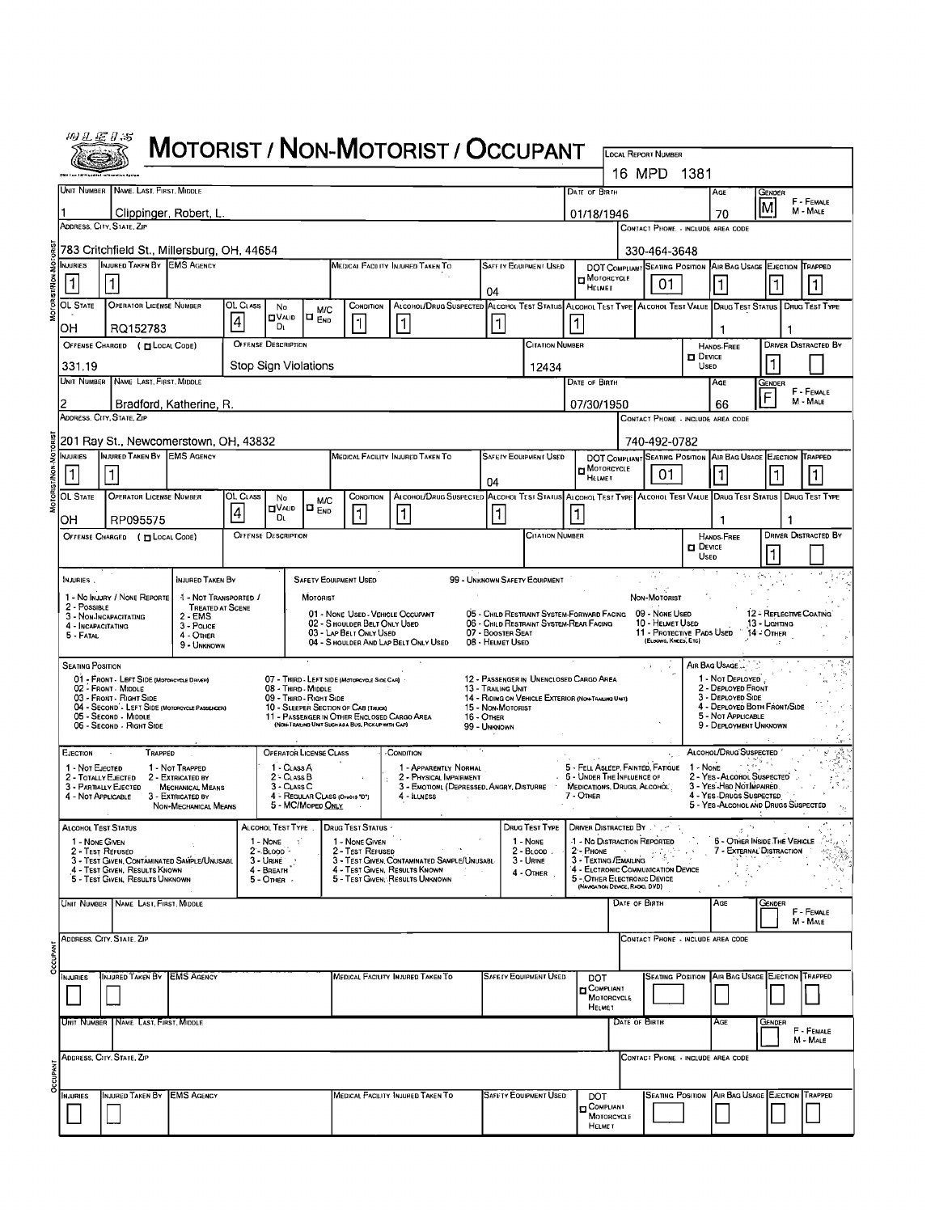# MOTORIST / NON-MOTORIST / OCCUPANT

LOCAL REPORT NUMBER: 16 MPD 1381

## MOTORIST/NON-MOTORIST

| UNIT NUMBER | NAME: LAST, FIRST, MIDDLE | DATE OF BIRTH | AGE | GENDER |
|---|---|---|---|---|
| 1 | Clippinger, Robert, L. | 01/18/1946 | 70 | M |

ADDRESS, CITY, STATE, ZIP: 783 Critchfield St., Millersburg, OH, 44654
CONTACT PHONE - INCLUDE AREA CODE: 330-464-3648

| INJURIES | INJURED TAKEN BY | EMS AGENCY | MEDICAL FACILITY INJURED TAKEN TO | SAFETY EQUIPMENT USED | DOT COMPLIANT MOTORCYCLE HELMET | SEATING POSITION | AIR BAG USAGE | EJECTION | TRAPPED |
|---|---|---|---|---|---|---|---|---|---|
| 1 | 1 | | | 04 | | 01 | 1 | 1 | 1 |

| OL STATE | OPERATOR LICENSE NUMBER | OL CLASS | NO VALID DL | M/C END | CONDITION | ALCOHOL/DRUG SUSPECTED | ALCOHOL TEST STATUS | ALCOHOL TEST TYPE | ALCOHOL TEST VALUE | DRUG TEST STATUS | DRUG TEST TYPE |
|---|---|---|---|---|---|---|---|---|---|---|---|
| OH | RQ152783 | 4 | | | 1 | 1 | 1 | 1 | | 1 | 1 |

| OFFENSE CHARGED (LOCAL CODE) | OFFENSE DESCRIPTION | CITATION NUMBER | HANDS-FREE DEVICE USED | DRIVER DISTRACTED BY |
|---|---|---|---|---|
| 331.19 | Stop Sign Violations | 12434 | | 1 |

| UNIT NUMBER | NAME: LAST, FIRST, MIDDLE | DATE OF BIRTH | AGE | GENDER |
|---|---|---|---|---|
| 2 | Bradford, Katherine, R. | 07/30/1950 | 66 | F |

ADDRESS, CITY, STATE, ZIP: 201 Ray St., Newcomerstown, OH, 43832
CONTACT PHONE - INCLUDE AREA CODE: 740-492-0782

| INJURIES | INJURED TAKEN BY | EMS AGENCY | MEDICAL FACILITY INJURED TAKEN TO | SAFETY EQUIPMENT USED | DOT COMPLIANT MOTORCYCLE HELMET | SEATING POSITION | AIR BAG USAGE | EJECTION | TRAPPED |
|---|---|---|---|---|---|---|---|---|---|
| 1 | 1 | | | 04 | | 01 | 1 | 1 | 1 |

| OL STATE | OPERATOR LICENSE NUMBER | OL CLASS | NO VALID DL | M/C END | CONDITION | ALCOHOL/DRUG SUSPECTED | ALCOHOL TEST STATUS | ALCOHOL TEST TYPE | ALCOHOL TEST VALUE | DRUG TEST STATUS | DRUG TEST TYPE |
|---|---|---|---|---|---|---|---|---|---|---|---|
| OH | RP095575 | 4 | | | 1 | 1 | 1 | 1 | | 1 | 1 |

| OFFENSE CHARGED (LOCAL CODE) | OFFENSE DESCRIPTION | CITATION NUMBER | HANDS-FREE DEVICE USED | DRIVER DISTRACTED BY |
|---|---|---|---|---|
| | | | | 1 |

## Codes

**INJURIES:** 1 - No Injury / None Reported; 2 - Possible; 3 - Non-Incapacitating; 4 - Incapacitating; 5 - Fatal

**INJURED TAKEN BY:** 1 - Not Transported / Treated at Scene; 2 - EMS; 3 - Police; 4 - Other; 9 - Unknown

**SAFETY EQUIPMENT USED:** 99 - Unknown Safety Equipment
Motorist: 01 - None Used - Vehicle Occupant; 02 - Shoulder Belt Only Used; 03 - Lap Belt Only Used; 04 - Shoulder And Lap Belt Only Used; 05 - Child Restraint System-Forward Facing; 06 - Child Restraint System-Rear Facing; 07 - Booster Seat; 08 - Helmet Used
Non-Motorist: 09 - None Used; 10 - Helmet Used; 11 - Protective Pads Used (Elbows, Knees, Etc); 12 - Reflective Coating; 13 - Lighting; 14 - Other

**SEATING POSITION:** 01 - Front - Left Side (Motorcycle Driver); 02 - Front - Middle; 03 - Front - Right Side; 04 - Second - Left Side (Motorcycle Passenger); 05 - Second - Middle; 06 - Second - Right Side; 07 - Third - Left Side (Motorcycle Side Car); 08 - Third - Middle; 09 - Third - Right Side; 10 - Sleeper Section of Cab (Truck); 11 - Passenger in Other Enclosed Cargo Area (Non-Trailing Unit Such as a Bus, Pick-up with Cap); 12 - Passenger in Unenclosed Cargo Area; 13 - Trailing Unit; 14 - Riding on Vehicle Exterior (Non-Trailing Unit); 15 - Non-Motorist; 16 - Other; 99 - Unknown

**AIR BAG USAGE:** 1 - Not Deployed; 2 - Deployed Front; 3 - Deployed Side; 4 - Deployed Both Front/Side; 5 - Not Applicable; 9 - Deployment Unknown

**EJECTION:** 1 - Not Ejected; 2 - Totally Ejected; 3 - Partially Ejected; 4 - Not Applicable

**TRAPPED:** 1 - Not Trapped; 2 - Extricated by Mechanical Means; 3 - Extricated by Non-Mechanical Means

**OPERATOR LICENSE CLASS:** 1 - Class A; 2 - Class B; 3 - Class C; 4 - Regular Class (Ohio is "D"); 5 - MC/Moped Only

**CONDITION:** 1 - Apparently Normal; 2 - Physical Impairment; 3 - Emotionl (Depressed, Angry, Disturbe; 4 - Illness; 5 - Fell Asleep, Fainted, Fatigue; 6 - Under The Influence of Medications, Drugs, Alcohol; 7 - Other

**ALCOHOL/DRUG SUSPECTED:** 1 - None; 2 - Yes - Alcohol Suspected; 3 - Yes - HBD Not Impaired; 4 - Yes - Drugs Suspected; 5 - Yes - Alcohol and Drugs Suspected

**ALCOHOL TEST STATUS:** 1 - None Given; 2 - Test Refused; 3 - Test Given, Contaminated Sample/Unusabl; 4 - Test Given, Results Known; 5 - Test Given, Results Unknown

**ALCOHOL TEST TYPE:** 1 - None; 2 - Blood; 3 - Urine; 4 - Breath; 5 - Other

**DRUG TEST STATUS:** 1 - None Given; 2 - Test Refused; 3 - Test Given, Contaminated Sample/Unusabl; 4 - Test Given, Results Known; 5 - Test Given, Results Unknown

**DRUG TEST TYPE:** 1 - None; 2 - Blood; 3 - Urine; 4 - Other

**DRIVER DISTRACTED BY:** 1 - No Distraction Reported; 2 - Phone; 3 - Texting/Emailing; 4 - Electronic Communication Device; 5 - Other Electronic Device (Navigation Device, Radio, DVD); 6 - Other Inside The Vehicle; 7 - External Distraction

## OCCUPANT

| UNIT NUMBER | NAME: LAST, FIRST, MIDDLE | DATE OF BIRTH | AGE | GENDER |
|---|---|---|---|---|
| | | | | |

ADDRESS, CITY, STATE, ZIP:
CONTACT PHONE - INCLUDE AREA CODE:

| INJURIES | INJURED TAKEN BY | EMS AGENCY | MEDICAL FACILITY INJURED TAKEN TO | SAFETY EQUIPMENT USED | DOT COMPLIANT MOTORCYCLE HELMET | SEATING POSITION | AIR BAG USAGE | EJECTION | TRAPPED |
|---|---|---|---|---|---|---|---|---|---|
| | | | | | | | | | |

## OCCUPANT

| UNIT NUMBER | NAME: LAST, FIRST, MIDDLE | DATE OF BIRTH | AGE | GENDER |
|---|---|---|---|---|
| | | | | |

ADDRESS, CITY, STATE, ZIP:
CONTACT PHONE - INCLUDE AREA CODE:

| INJURIES | INJURED TAKEN BY | EMS AGENCY | MEDICAL FACILITY INJURED TAKEN TO | SAFETY EQUIPMENT USED | DOT COMPLIANT MOTORCYCLE HELMET | SEATING POSITION | AIR BAG USAGE | EJECTION | TRAPPED |
|---|---|---|---|---|---|---|---|---|---|
| | | | | | | | | | |